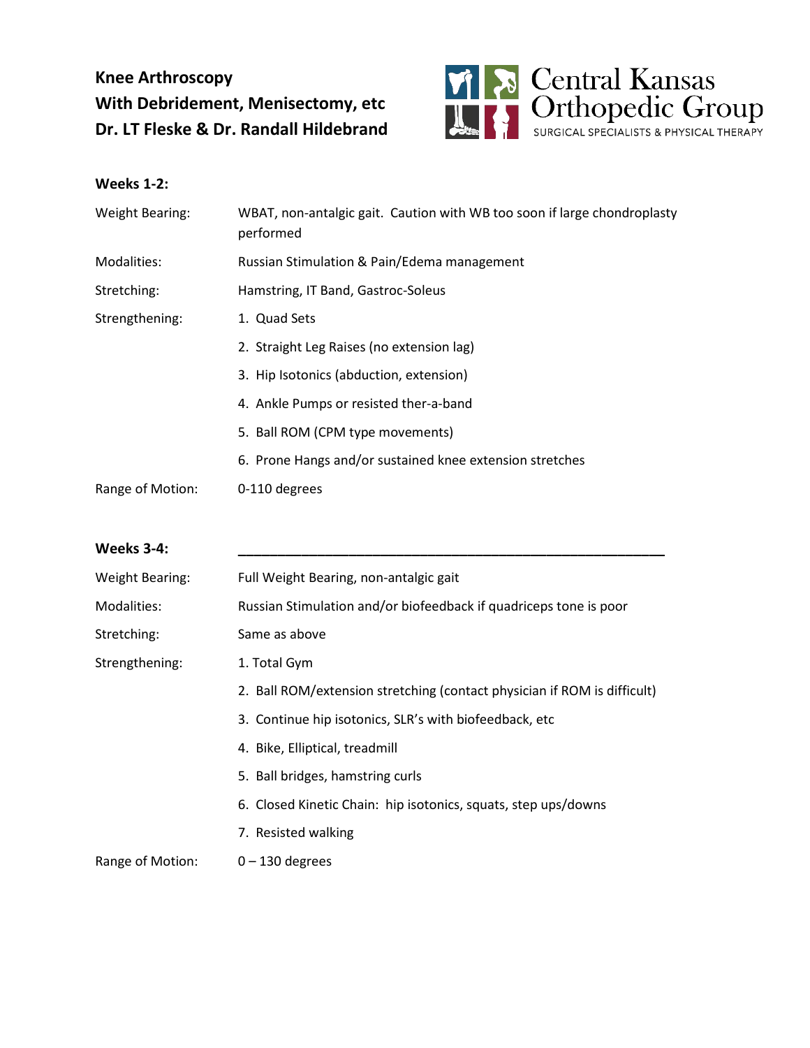# Knee Arthroscopy
# With Debridement, Menisectomy, etc
# Dr. LT Fleske & Dr. Randall Hildebrand

Central Kansas Orthopedic Group
SURGICAL SPECIALISTS & PHYSICAL THERAPY

## Weeks 1-2:

| | |
|---|---|
| Weight Bearing: | WBAT, non-antalgic gait. Caution with WB too soon if large chondroplasty performed |
| Modalities: | Russian Stimulation & Pain/Edema management |
| Stretching: | Hamstring, IT Band, Gastroc-Soleus |
| Strengthening: | 1. Quad Sets |
| | 2. Straight Leg Raises (no extension lag) |
| | 3. Hip Isotonics (abduction, extension) |
| | 4. Ankle Pumps or resisted ther-a-band |
| | 5. Ball ROM (CPM type movements) |
| | 6. Prone Hangs and/or sustained knee extension stretches |
| Range of Motion: | 0-110 degrees |

## Weeks 3-4:

| | |
|---|---|
| Weight Bearing: | Full Weight Bearing, non-antalgic gait |
| Modalities: | Russian Stimulation and/or biofeedback if quadriceps tone is poor |
| Stretching: | Same as above |
| Strengthening: | 1. Total Gym |
| | 2. Ball ROM/extension stretching (contact physician if ROM is difficult) |
| | 3. Continue hip isotonics, SLR's with biofeedback, etc |
| | 4. Bike, Elliptical, treadmill |
| | 5. Ball bridges, hamstring curls |
| | 6. Closed Kinetic Chain: hip isotonics, squats, step ups/downs |
| | 7. Resisted walking |
| Range of Motion: | 0 – 130 degrees |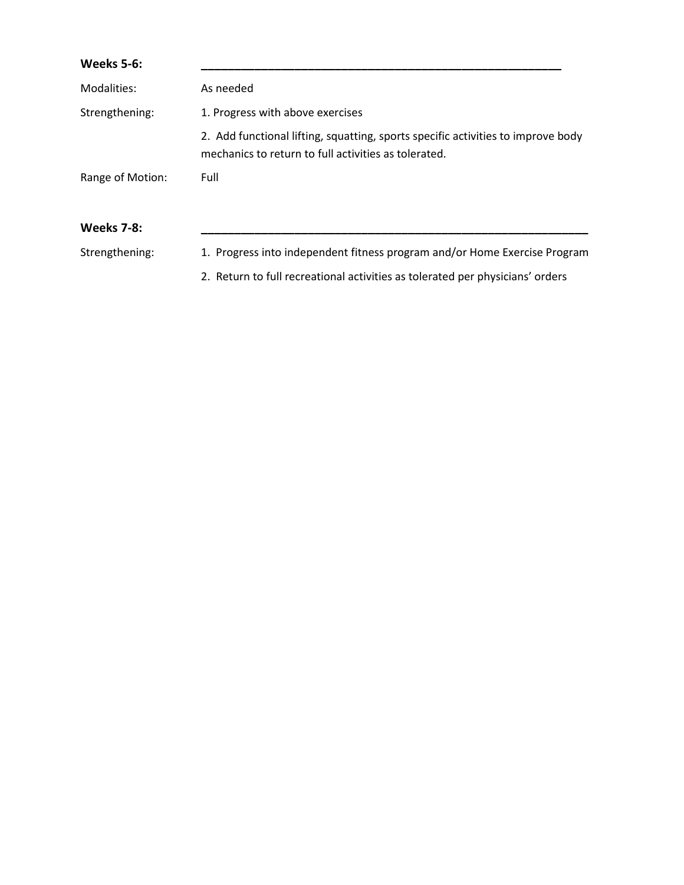**Weeks 5-6:**

| | |
|---|---|
| Modalities: | As needed |
| Strengthening: | 1. Progress with above exercises |
| | 2. Add functional lifting, squatting, sports specific activities to improve body mechanics to return to full activities as tolerated. |
| Range of Motion: | Full |

**Weeks 7-8:**

| | |
|---|---|
| Strengthening: | 1. Progress into independent fitness program and/or Home Exercise Program |
| | 2. Return to full recreational activities as tolerated per physicians' orders |